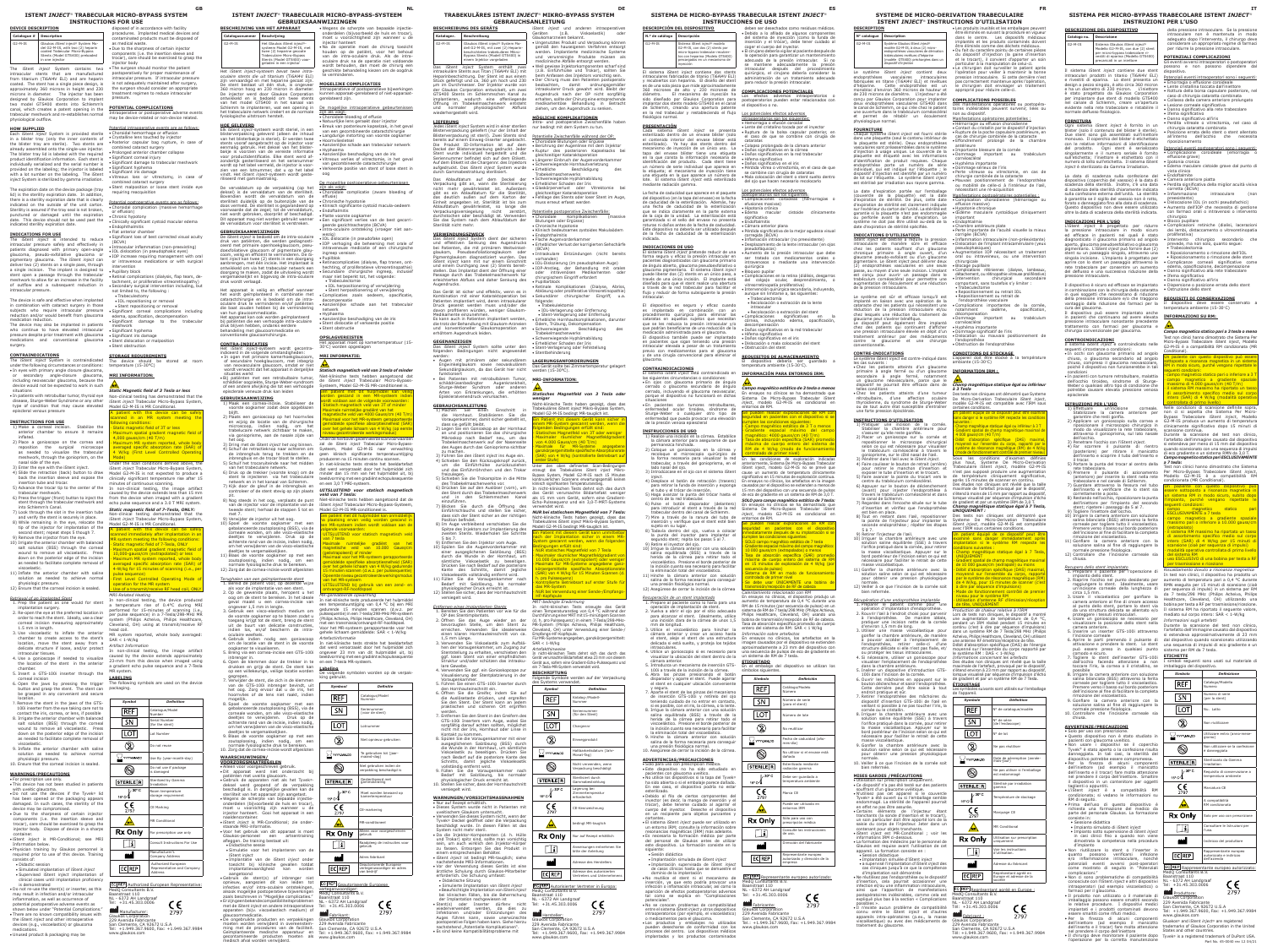# ISTENT INJECT® TRABECULAR MICRO-BYPASS SYSTEM INSTRUCTIONS FOR USE

## DEVICE DESCRIPTION

| Catalogue # | Description |
|---|---|
| G2-M-IS | Glaukos iStent inject® System: Model G2-M-IS, with two (2) heparin coated, Trabecular Micro-Bypass Stents (Model GTS400) pre-loaded in a single injector |

The iStent inject System contains two intraocular stents that are manufactured from titanium (Ti6Al4V ELI) and are heparin coated. The stent has a single piece design, is approximately 360 microns in length and 230 microns in diameter. The injector has been designed by Glaukos Corporation to implant two model GTS400 stents into Schlemm's canal, which creates a patent opening in the trabecular meshwork and re-establishes normal physiological outflow.

## HOW SUPPLIED

Each iStent inject System is provided sterile in a blister tray (the inner contents of the blister tray are sterile). The blister tray is lid labeled with the required product identification information. Each blister tray is packaged in an individual carton. The iStent inject System is sterilized by gamma irradiation.

The expiration date on the device package (the lid) is the sterility expiration date. In addition, there is a sterility expiration date that is clearly indicated on the outside of the unit carton. Sterility is assured if the tray seal is not broken, pierced, damaged or until the expiration date. This device should not be used past the indicated sterility expiration date.

## INDICATIONS FOR USE

The iStent inject is intended to reduce intraocular pressure safely and effectively in patients diagnosed with primary open-angle glaucoma, pseudo-exfoliative glaucoma or pigmentary glaucoma. The iStent inject can deliver two (2) stents on a single pass, through a single incision. The implant is designed to stent open a passage through the trabecular meshwork to allow for an increase in the facility of outflow and a subsequent reduction in intraocular pressure.

The device is safe and effective when implanted in combination with cataract surgery in those subjects who require intraocular pressure reduction and/or would benefit from glaucoma medication reduction. The device may also be implanted in patients who continue to have elevated intraocular pressure despite prior treatment with glaucoma medications and conventional glaucoma surgery.

## CONTRAINDICATIONS

The iStent inject System is contraindicated under the following circumstances or conditions:

- In eyes with primary angle closure glaucoma, or secondary angle-closure glaucoma, including neovascular glaucoma, because the device would not be expected to work in such situations.
- In patients with retrobulbar tumor, thyroid eye disease, Sturge-Weber Syndrome or any other type of condition that may cause elevated episcleral venous pressure.

## INSTRUCTIONS FOR USE

1) Make a corneal incision. Stabilize the anterior chamber to ensure a narrow angle.
2) Place a gonioprism on the cornea and reposition the surgical microscope as needed to visualize the trabecular meshwork through the gonioprism, on the nasal side of the eye.
3) Enter the eye with the iStent inject.
4) Slide the insertion tube button to draw back the insertion sleeve and expose the insertion tube and trocar.
5) Advance the trocar tip to the center of the trabecular meshwork.
6) Press the trigger (front) button to inject the stent through the trabecular meshwork and into Schlemm's canal.
7) Look through the stent in the insertion tube and verify the stent is securely in place.
8) While remaining in the eye, relocate the tip of the injector for implantation of the second stent; repeat steps 5 through 7.
9) Remove the injector from the eye.
10) Irrigate the anterior chamber with balanced salt solution (BSS) through the corneal wound to remove all viscoelastic. Press down on the posterior edge of the incision as needed to facilitate complete removal of viscoelastic.
11) Inflate the anterior chamber with saline solution as needed to achieve normal physiologic pressure.
12) Ensure that the corneal incision is sealed.

### Retrieval of an Implanted Stent

1) Prep the patient as one would for stent implantation surgery.
2) Reposition the eye at the preferred location in order to reach the stent, using a clear corneal incision measuring approximately 1.5 mm in length.
3) Use viscoelastic to inflate the anterior chamber to allow access to the stent's location, move the stent away from a delicate structure if loose, and/or protect intraocular tissues.
4) Use a gonioscope if needed to visualize the location of the stent in the anterior chamber.
5) Insert a GTS-100 retriever through the corneal incision.
6) Open the jaws by pressing the trigger button and grasp the stent. The stent can be grasped in any convenient and secure location.
7) Remove the stent in the jaws of the GTS-100 inserter from the eye, taking care not to contact the iris, cornea, or lens, if possible.
8) Irrigate the anterior chamber with balanced salt solution (BSS) through the corneal wound to remove all viscoelastic. Press down on the posterior edge of the incision as needed to facilitate complete removal of viscoelastic.
9) Inflate the anterior chamber with saline solution as needed to achieve normal physiologic pressure.
10) Ensure that the corneal incision is sealed.

## WARNINGS/PRECAUTIONS

- For prescription use only.
- This device has not been studied in patients with uveitic glaucoma.
- Do not use the device if the Tyvek® lid has been opened or the packaging appears damaged. In such cases, the sterility of the device may be compromised.
- Due to the sharpness of certain injector components (i.e. the insertion sleeve and trocar), care should be exercised to grasp the injector body. Dispose of device in a sharps container.
- iStent inject is MR-Conditional; see MRI Information below.
- Physician training by Glaukos personnel is required prior to use of this device. Training consists of:
  - Didactic session
  - Simulated implantation of iStent inject
  - Supervised iStent inject implantation of clinical cases until implantation proficiency is demonstrated.
- Do not re-use the stent(s) or injector, as this may result in infection and/or intraocular inflammation, as well as occurrence of potential postoperative adverse events as shown below under "Potential Complications".
- There are no known compatibility issues with the iStent inject and other intraoperative devices (e.g., viscoelastics) or glaucoma medications.
- Unused product & packaging may be disposed of in accordance with facility procedures. Implanted medical devices and contaminated products must be disposed of as medical waste.
- Due to the sharpness of certain injector components (i.e. the insertion sleeve and trocar), care should be exercised to grasp the injector body.
- The surgeon should monitor the patient postoperatively for proper maintenance of intraocular pressure. If intraocular pressure is not adequately maintained after surgery, the surgeon should consider an appropriate therapeutic regimen to reduce intraocular pressure.

## POTENTIAL COMPLICATIONS

Intraoperative or postoperative adverse events may be device-related or non-device related.

Potential intraoperative events are as follows:

- Choroidal hemorrhage or effusion
- Crystalline lens touched by injector
- Posterior capsular bag rupture, in case of combined cataract surgery
- Significant corneal injury
- Significant damage to trabecular meshwork
- Significant hyphema
- Significant iris damage
- Significant vitreous loss or vitrectomy, in case of combined cataract surgery
- Stent malposition or issue (stent inside eye requiring repositioning)

Potential postoperative events are as follows:

- Choroidal complication (massive hemorrhage or effusion)
- Chronic hypotony
- Clinically significant cystoid macular edema
- Endophthalmitis
- Flat anterior chamber
- Significant loss of best corrected visual acuity (BCVA)
- Intraocular inflammation (non-preexisting)
- IOL dislocation (in pseudophakic eyes)
- IOP increase requiring management with oral or intravenous medications or with surgical intervention
- Pupillary block
- Retinal complications (dialysis, flap tears, detachment, or proliferative vitreoretinopathy)
- Secondary surgical intervention including, but not limited to, the following:
  - Trabeculectomy
  - Stent repositioning or removal
- Significant corneal complications including edema, opacification, decompensation
- Significant damage to the trabecular meshwork
- Significant hyphema
- Significant iris damage
- Stent dislocation or malposition
- Stent obstruction

## STORAGE REQUIREMENTS

The device should be stored at room temperature (15-30°C).

## MRI INFORMATION:

**Static Magnetic field of 3 Tesla or less**

Non-clinical testing has demonstrated that the iStent inject Trabecular Micro-Bypass System, Model G2-M-IS is MR Conditional.

A patient with this device can be safely scanned in an MR system meeting the following conditions:
- Static magnetic field of 3T or less
- Maximum spatial gradient magnetic field of 4,000 gauss/cm (40 T/m)
- Maximum MR system reported, whole body averaged specific absorption rate (SAR) of 4 W/kg (First Level Controlled Operating Mode)

Under the scan conditions defined above, the iStent inject Trabecular Micro-Bypass System, Model G2-M-IS is not expected to produce a clinically significant temperature rise after 15 minutes of continuous scanning.

In non-clinical testing, the image artifact caused by the device extends less than 15 mm from the device when imaged with a gradient echo pulse sequence and a 3.0T MRI system.

**Static magnetic field of 7-Tesla, ONLY:**

Non-clinical testing demonstrated that the iStent inject Trabecular Micro-Bypass System, Model G2-M-IS is MR Conditional.

A patient with this device can be safely scanned immediately after implantation in an MR system meeting the following conditions:
- Static magnetic field of 7-Tesla, ONLY
- Maximum spatial gradient magnetic field of 4,000-gauss/cm (40 T/m) or less
- Maximum MR system reported, whole body averaged specific absorption rate (SAR) of 4-W/kg for 15 minutes of scanning (i.e., per pulse sequence)
- Use of the First Level Operating Mode of operation for the MR system
- Use of a transmit/receive RF head coil, ONLY

*MRI-Related Heating*

In non-clinical testing, the device produced a temperature rise of 0.4°C during MRI performed for 15-minutes of scanning (i.e., per pulse sequence) using a 7-Tesla MR system (Philips Achieva, Philips Healthcare, Cleveland, OH) using a transmit/receive RF head coil.

MR system reported, whole body averaged SAR = 1-W/kg

*Artifact Information*

In non-clinical testing, the image artifact caused by the device extends approximately 23-mm from this device when imaged using a gradient echo pulse sequence and a 7-Tesla MR system.

## LABELING

The following symbols are used on the device packaging.

| Symbol | Definition |
|---|---|
| REF | Catalogue/Model Number |
| SN | Serial Number (for the stent) |
| LOT | Lot Number |
| | Do not reuse |
| | Use By (year-month-day) |
| STERILE R | Sterilized by Gamma Irradiation |
| | Do not resterilize |
| CE 2797 | CE Marking |
| MR | MR Conditional |
| Rx Only | By prescription use only |
| | Consult Instructions For Use |
| | Manufacturer's name and address |
| EC REP | Authorized European Representative and Company Address |
| | Temperature limitation |

EC REP Authorized European Representative:
Medq Consultants B.V.
Baarderhof 110
NL - 6372 AH Landgraaf
Tel.: +31-45-303-0066

Manufacturer:
Glaukos Corporation
229 Avenida Fabricante
San Clemente, CA 92673 U.S.A.
Tel: +1.949.367.9600, Fax: +1.949.367.9984
www.glaukos.com

CE 2797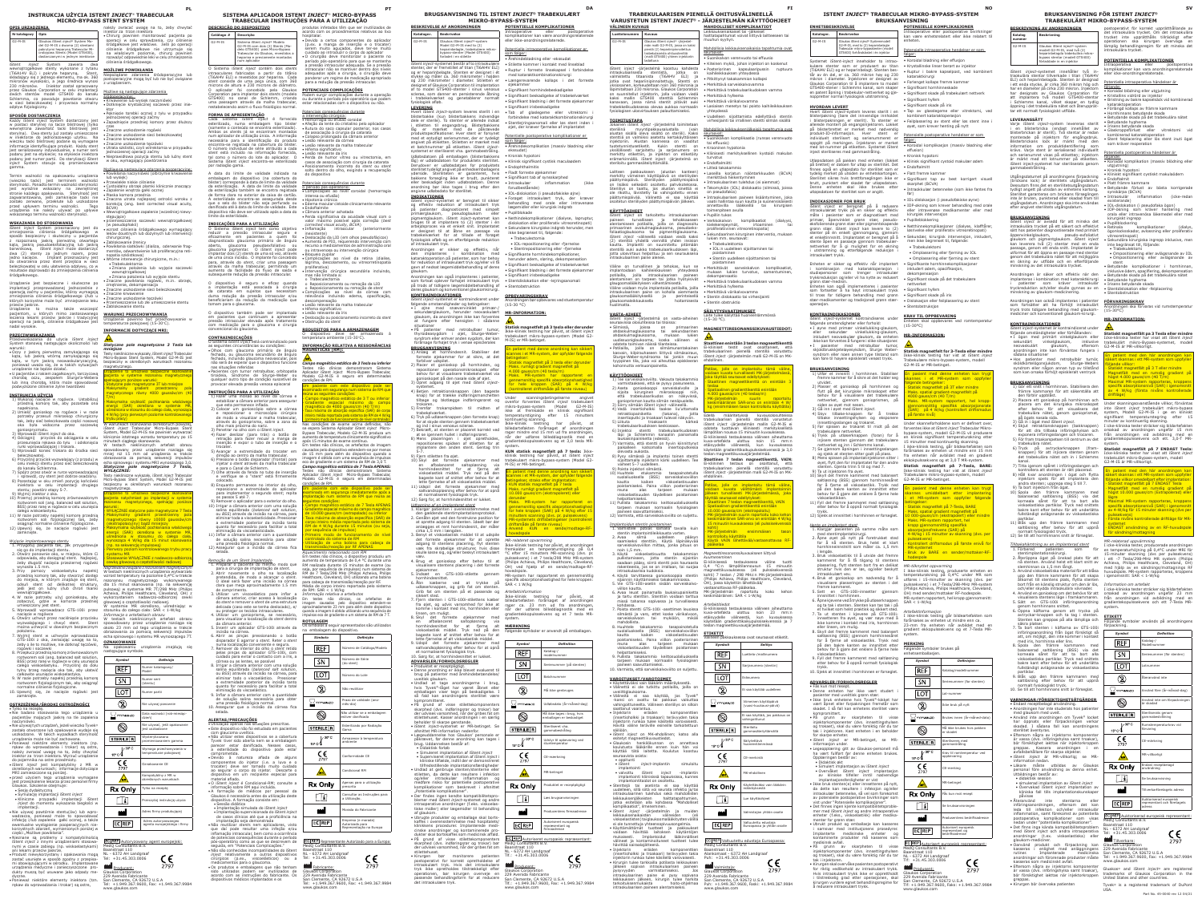# INSTRUKCJA UŻYCIA ISTENT INJECT® TRABECULAR MICRO-BYPASS STENT SYSTEM

## OPIS URZĄDZENIA

| Nr katalogowy | Opis |
| --- | --- |
| G2-M-IS | Glaukos iStent inject® System Model G2-M-IS z dwoma (2) stentami (GTS400) załadowanymi do jednego iniektora |

## SPOSÓB DZIAŁANIA

## WSKAZANIA DO STOSOWANIA

## PRZECIWWSKAZANIA

## OSTRZEŻENIA

## ŚRODKI OSTROŻNOŚCI

## MOŻLIWE POWIKŁANIA

## INSTRUKCJA UŻYCIA

## INFORMACJE DOTYCZĄCE MRI:

**Urządzenie jest warunkowo bezpieczne w środowisku MR**

## OZNAKOWANIE

Autoryzowany przedstawiciel w Unii Europejskiej: Medq Consultants B.V., Bankenstraat 110, NL - 6372 AH Landgraaf

Producent: Glaukos Corporation, 229 Avenida Fabricante, San Clemente, CA 92672 U.S.A.

2797

# SISTEMA APLICADOR ISTENT INJECT® MICRO-BYPASS TRABECULAR INSTRUÇÕES PARA A UTILIZAÇÃO

## DESCRIÇÃO DO DISPOSITIVO

| Catálogo # | Descrição |
| --- | --- |
| G2-M-IS | Sistema Glaukos iStent inject® Modelo G2-M-IS com dois (2) Stents (Modelo GTS400) pré-carregados num injetor |

## FORMA DE APRESENTAÇÃO

## INDICAÇÕES PARA A UTILIZAÇÃO

## CONTRAINDICAÇÕES

## ADVERTÊNCIAS

## ALERTAS PRECAUÇÕES

## POTENCIAIS COMPLICAÇÕES

## INSTRUÇÕES DE UTILIZAÇÃO

## INFORMAÇÕES RELATIVAS À RESSONÂNCIA MAGNÉTICA (RM):

**Condicionado para RM**

## REQUISITOS PARA O ARMAZENAMENTO

## ROTULAGEM

Mandatário Autorizado para a Europa: Medq Consultants B.V., Bankenstraat 110, NL - 6372 AH Landgraaf

Fabricante: Glaukos Corporation, 229 Avenida Fabricante, San Clemente, CA 92672 U.S.A.

2797

# BRUGSANVISNING TIL ISTENT INJECT® TRABEKULÆRT MIKRO-BYPASS-SYSTEM

## BESKRIVELSE AF ANORDNINGEN

| Katalog. | Beskrivelse |
| --- | --- |
| G2-M-IS | Glaukos iStent inject® system Model G2-M-IS med to (2) stents (model GTS400) forudindlæst i én injektor |

## LEVERING

## INDIKATIONER

## KONTRAINDIKATIONER

## ADVARSLER

## FORHOLDSREGLER

## POTENTIELLE KOMPLIKATIONER

## BRUGSANVISNING

## MR-INFORMATION

**MR-betinget**

## OPBEVARINGSKRAV

## MÆRKNING

Autoriseret repræsentant i Europa: Medq Consultants B.V., Bankenstraat 110, NL - 6372 AH Landgraaf

Producent: Glaukos Corporation, 229 Avenida Fabricante, San Clemente, CA 92672 U.S.A.

2797

# TRABEKULAARISEN PIENELLÄ OHITUSVALTIMOLLA VARUSTETUN ISTENT INJECT® -JÄRJESTELMÄN KÄYTTÖOHJEET

## VÄLINEEN KUVAUS

| Luettelonumero | Kuvaus |
| --- | --- |
| G2-M-IS | Glaukos iStent inject® -järjestelmä, malli G2-M-IS, jossa on kaksi (2) stenttiä (malli GTS400) esiladattuna yhteen injektoriin |

## TOIMITUSTAPA

## KÄYTTÖAIHEET

## VASTA-AIHEET

## VAROITUKSET

## VAROTOIMET

## MAHDOLLISET KOMPLIKAATIOT

## KÄYTTÖOHJEET

## MAGNEETTIRESONANSSIKUVAUSTIEDOT:

**Ehdollisesti MR-turvallinen**

## SÄILYTYSVAATIMUKSET

## MERKINNÄT

Valtuutettu edustaja Euroopassa: Medq Consultants B.V., Bankenstraat 110, NL - 6372 AH Landgraaf

Valmistaja: Glaukos Corporation, 229 Avenida Fabricante, San Clemente, CA 92672 U.S.A.

2797

# ISTENT INJECT® TRABEKULÆR MIKRO-BYPASS-SYSTEM BRUKSANVISNING

## ENHETSBESKRIVELSE

| Katalognr. | Beskrivelse |
| --- | --- |
| G2-M-IS | Glaukos iStent inject® System Modell G2-M-IS med to (2) stenter (modell GTS400) forhåndsinnlastet i én injektor |

## LEVERANSE

## INDIKASJONER FOR BRUK

## KONTRAINDIKASJONER

## ADVARSLER

## FORSIKTIGHETSREGLER

## POTENSIELLE KOMPLIKASJONER

## BRUKSANVISNING

## MR-INFORMASJON

**MR-sikker under visse betingelser**

## KRAV TIL OPPBEVARING

## MERKING

Autorisert representant i Europa: Medq Consultants B.V., Bankenstraat 110, NL - 6372 AH Landgraaf

Produsent: Glaukos Corporation, 229 Avenida Fabricante, San Clemente, CA 92672 U.S.A.

2797

# BRUKSANVISNING FÖR ISTENT INJECT® TRABEKULÄRT MIKRO-BYPASS-SYSTEM

## BESKRIVNING AV ANORDNINGEN

| Katalognummer | Beskrivning |
| --- | --- |
| G2-M-IS | Glaukos iStent inject® system modell G2-M-IS med två (2) stentar (modell GTS400) förladdade i en injektor |

## LEVERANSFORM

## INDIKATIONER

## KONTRAINDIKATIONER

## VARNINGAR

## FÖRSIKTIGHETSÅTGÄRDER

## POTENTIELLA KOMPLIKATIONER

## BRUKSANVISNING

## MR-INFORMATION

**MR-villkorlig**

## FÖRVARINGSKRAV

## ETIKETT

Auktoriserad representant i Europa: Medq Consultants B.V., Bankenstraat 110, NL - 6372 AH Landgraaf

Tillverkare: Glaukos Corporation, 229 Avenida Fabricante, San Clemente, CA 92672 U.S.A.

2797

Part No. 45-0000 rev 12 04/21